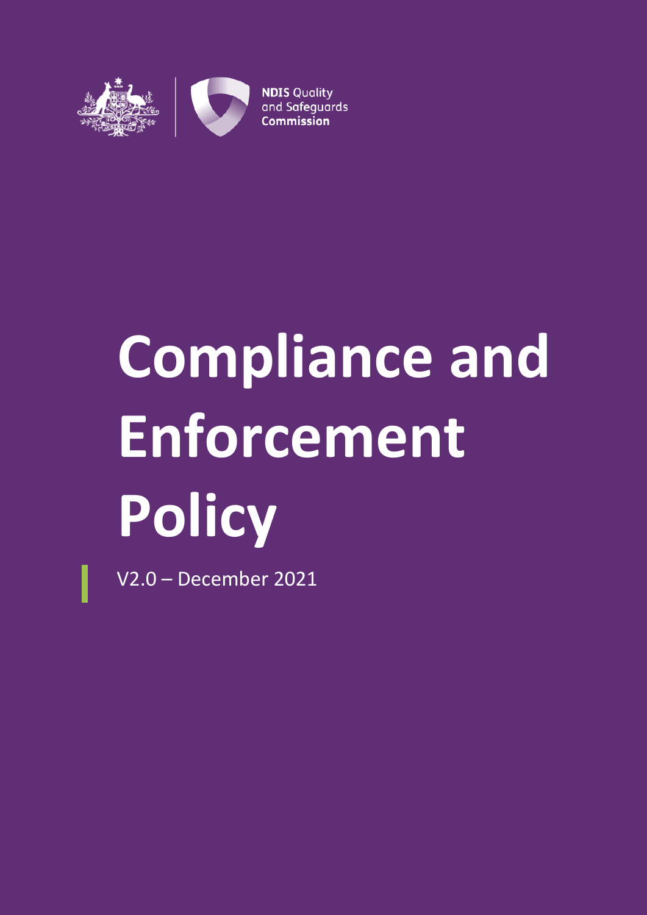NDIS Quality and Safeguards Commission

# Compliance and Enforcement Policy

V2.0 – December 2021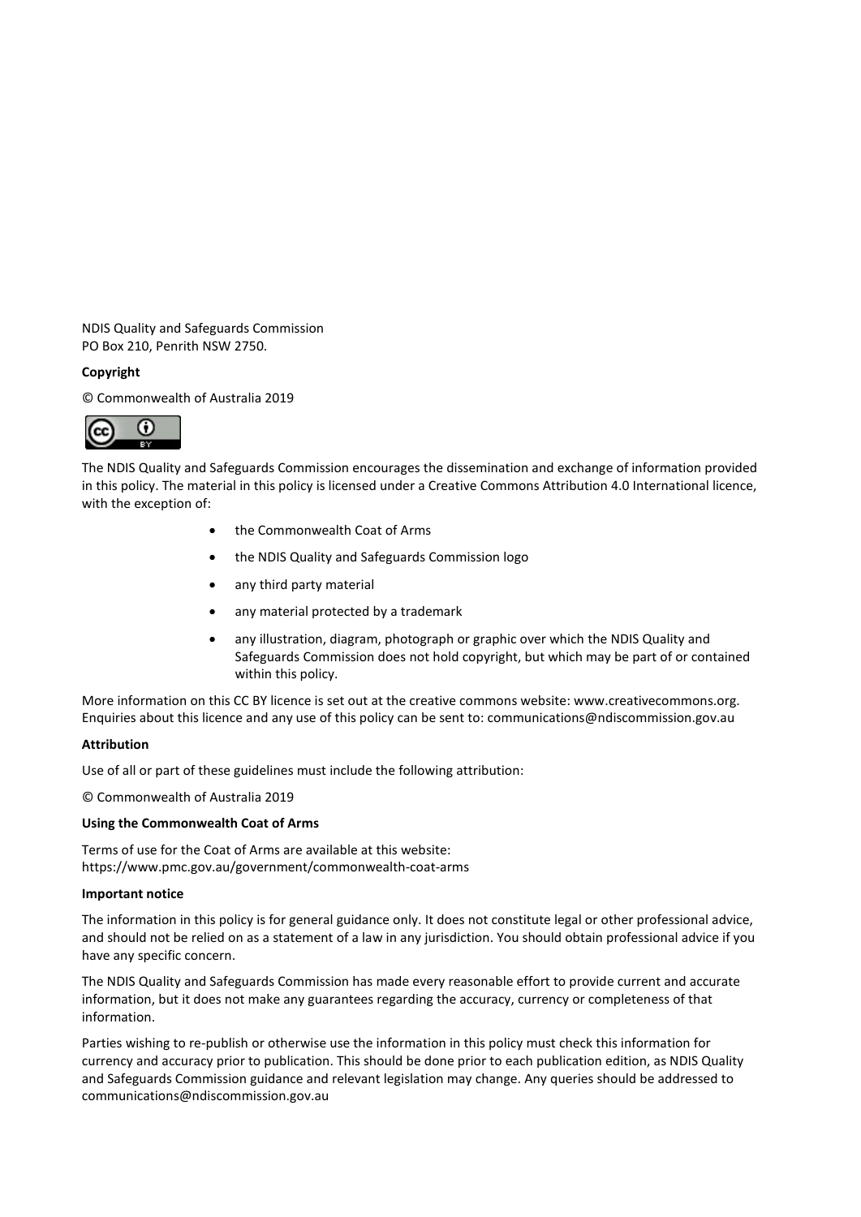NDIS Quality and Safeguards Commission
PO Box 210, Penrith NSW 2750.

**Copyright**

© Commonwealth of Australia 2019

The NDIS Quality and Safeguards Commission encourages the dissemination and exchange of information provided in this policy. The material in this policy is licensed under a Creative Commons Attribution 4.0 International licence, with the exception of:

- the Commonwealth Coat of Arms
- the NDIS Quality and Safeguards Commission logo
- any third party material
- any material protected by a trademark
- any illustration, diagram, photograph or graphic over which the NDIS Quality and Safeguards Commission does not hold copyright, but which may be part of or contained within this policy.

More information on this CC BY licence is set out at the creative commons website: www.creativecommons.org. Enquiries about this licence and any use of this policy can be sent to: communications@ndiscommission.gov.au

**Attribution**

Use of all or part of these guidelines must include the following attribution:

© Commonwealth of Australia 2019

**Using the Commonwealth Coat of Arms**

Terms of use for the Coat of Arms are available at this website:
https://www.pmc.gov.au/government/commonwealth-coat-arms

**Important notice**

The information in this policy is for general guidance only. It does not constitute legal or other professional advice, and should not be relied on as a statement of a law in any jurisdiction. You should obtain professional advice if you have any specific concern.

The NDIS Quality and Safeguards Commission has made every reasonable effort to provide current and accurate information, but it does not make any guarantees regarding the accuracy, currency or completeness of that information.

Parties wishing to re-publish or otherwise use the information in this policy must check this information for currency and accuracy prior to publication. This should be done prior to each publication edition, as NDIS Quality and Safeguards Commission guidance and relevant legislation may change. Any queries should be addressed to communications@ndiscommission.gov.au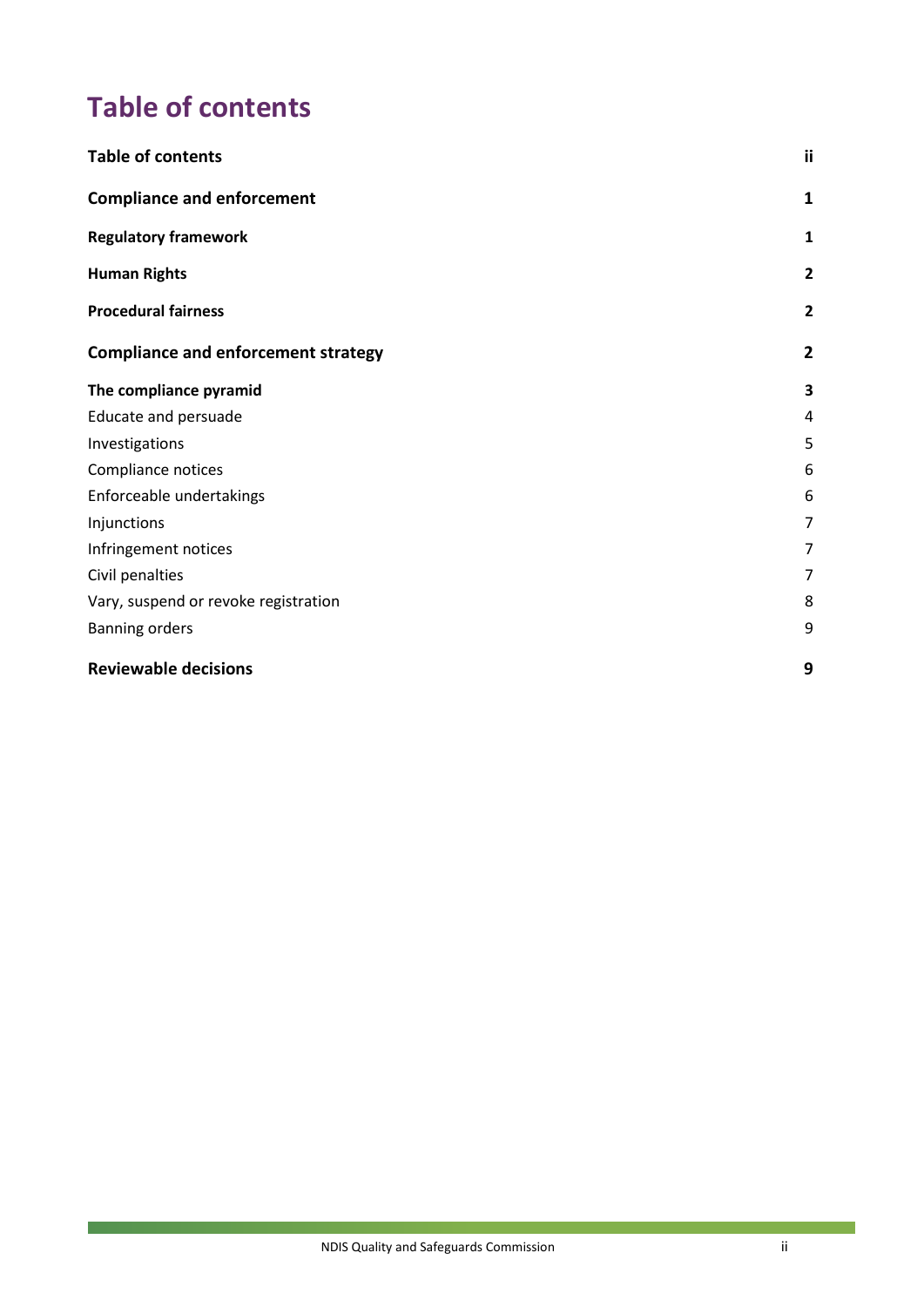# Table of contents

| | |
|---|---|
| **Table of contents** | **ii** |
| **Compliance and enforcement** | **1** |
| **Regulatory framework** | **1** |
| **Human Rights** | **2** |
| **Procedural fairness** | **2** |
| **Compliance and enforcement strategy** | **2** |
| **The compliance pyramid** | **3** |
| Educate and persuade | 4 |
| Investigations | 5 |
| Compliance notices | 6 |
| Enforceable undertakings | 6 |
| Injunctions | 7 |
| Infringement notices | 7 |
| Civil penalties | 7 |
| Vary, suspend or revoke registration | 8 |
| Banning orders | 9 |
| **Reviewable decisions** | **9** |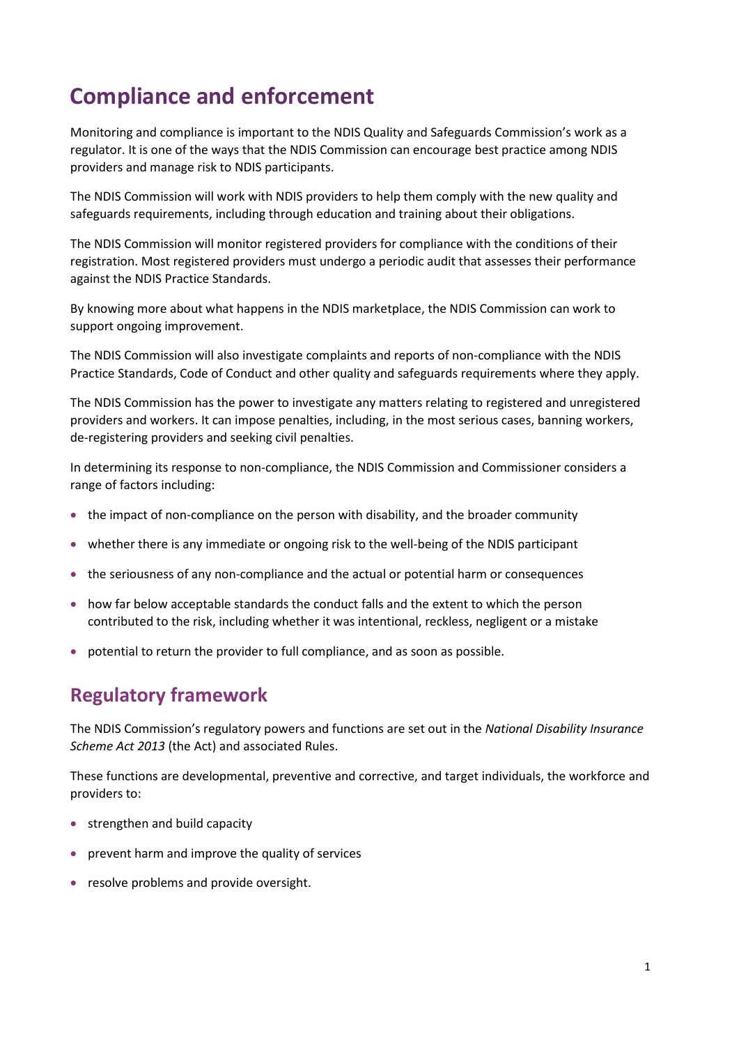# Compliance and enforcement

Monitoring and compliance is important to the NDIS Quality and Safeguards Commission's work as a regulator. It is one of the ways that the NDIS Commission can encourage best practice among NDIS providers and manage risk to NDIS participants.

The NDIS Commission will work with NDIS providers to help them comply with the new quality and safeguards requirements, including through education and training about their obligations.

The NDIS Commission will monitor registered providers for compliance with the conditions of their registration. Most registered providers must undergo a periodic audit that assesses their performance against the NDIS Practice Standards.

By knowing more about what happens in the NDIS marketplace, the NDIS Commission can work to support ongoing improvement.

The NDIS Commission will also investigate complaints and reports of non-compliance with the NDIS Practice Standards, Code of Conduct and other quality and safeguards requirements where they apply.

The NDIS Commission has the power to investigate any matters relating to registered and unregistered providers and workers. It can impose penalties, including, in the most serious cases, banning workers, de-registering providers and seeking civil penalties.

In determining its response to non-compliance, the NDIS Commission and Commissioner considers a range of factors including:

- the impact of non-compliance on the person with disability, and the broader community
- whether there is any immediate or ongoing risk to the well-being of the NDIS participant
- the seriousness of any non-compliance and the actual or potential harm or consequences
- how far below acceptable standards the conduct falls and the extent to which the person contributed to the risk, including whether it was intentional, reckless, negligent or a mistake
- potential to return the provider to full compliance, and as soon as possible.

## Regulatory framework

The NDIS Commission's regulatory powers and functions are set out in the *National Disability Insurance Scheme Act 2013* (the Act) and associated Rules.

These functions are developmental, preventive and corrective, and target individuals, the workforce and providers to:

- strengthen and build capacity
- prevent harm and improve the quality of services
- resolve problems and provide oversight.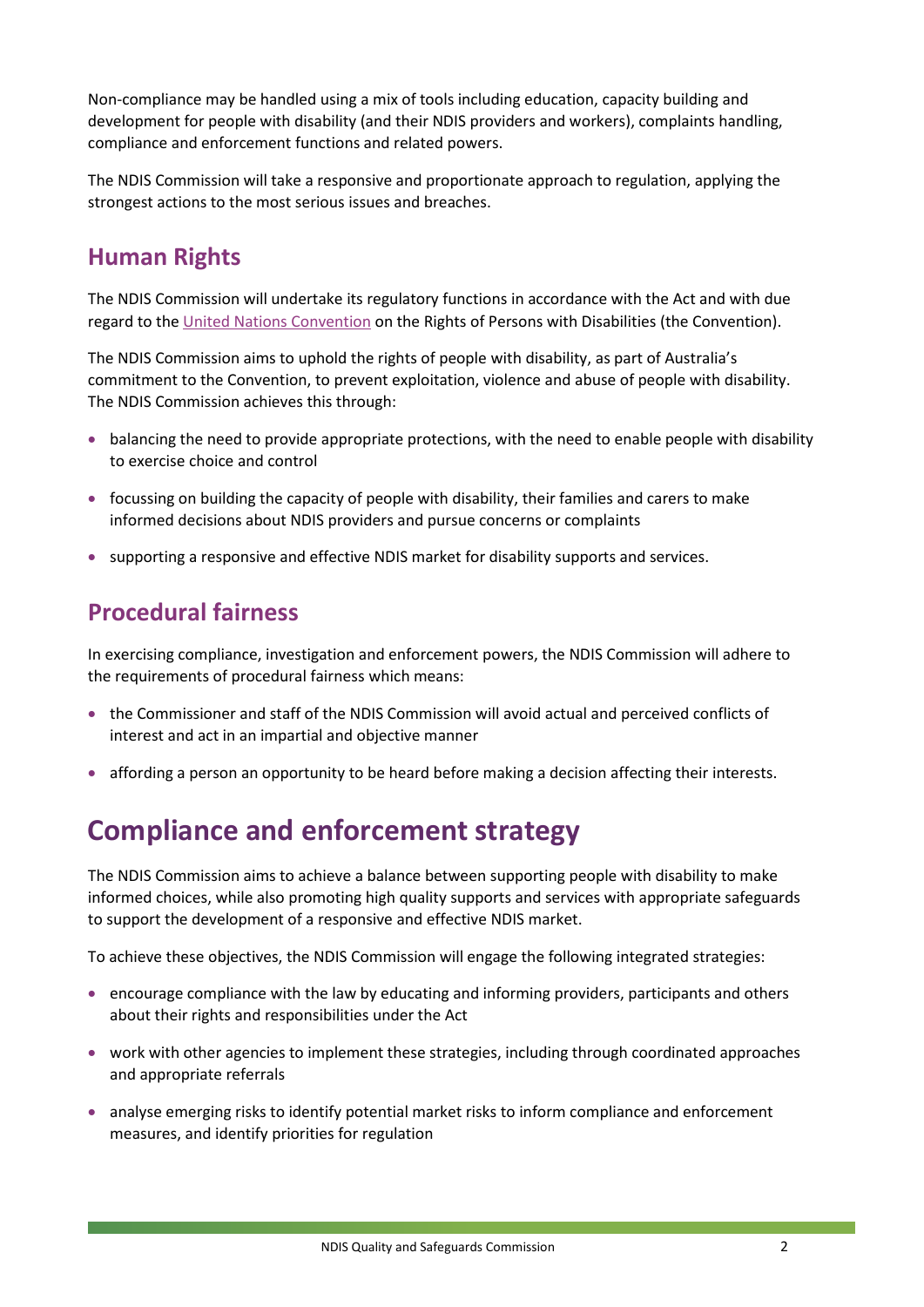Non-compliance may be handled using a mix of tools including education, capacity building and development for people with disability (and their NDIS providers and workers), complaints handling, compliance and enforcement functions and related powers.

The NDIS Commission will take a responsive and proportionate approach to regulation, applying the strongest actions to the most serious issues and breaches.

## Human Rights

The NDIS Commission will undertake its regulatory functions in accordance with the Act and with due regard to the United Nations Convention on the Rights of Persons with Disabilities (the Convention).

The NDIS Commission aims to uphold the rights of people with disability, as part of Australia's commitment to the Convention, to prevent exploitation, violence and abuse of people with disability. The NDIS Commission achieves this through:

- balancing the need to provide appropriate protections, with the need to enable people with disability to exercise choice and control
- focussing on building the capacity of people with disability, their families and carers to make informed decisions about NDIS providers and pursue concerns or complaints
- supporting a responsive and effective NDIS market for disability supports and services.

## Procedural fairness

In exercising compliance, investigation and enforcement powers, the NDIS Commission will adhere to the requirements of procedural fairness which means:

- the Commissioner and staff of the NDIS Commission will avoid actual and perceived conflicts of interest and act in an impartial and objective manner
- affording a person an opportunity to be heard before making a decision affecting their interests.

# Compliance and enforcement strategy

The NDIS Commission aims to achieve a balance between supporting people with disability to make informed choices, while also promoting high quality supports and services with appropriate safeguards to support the development of a responsive and effective NDIS market.

To achieve these objectives, the NDIS Commission will engage the following integrated strategies:

- encourage compliance with the law by educating and informing providers, participants and others about their rights and responsibilities under the Act
- work with other agencies to implement these strategies, including through coordinated approaches and appropriate referrals
- analyse emerging risks to identify potential market risks to inform compliance and enforcement measures, and identify priorities for regulation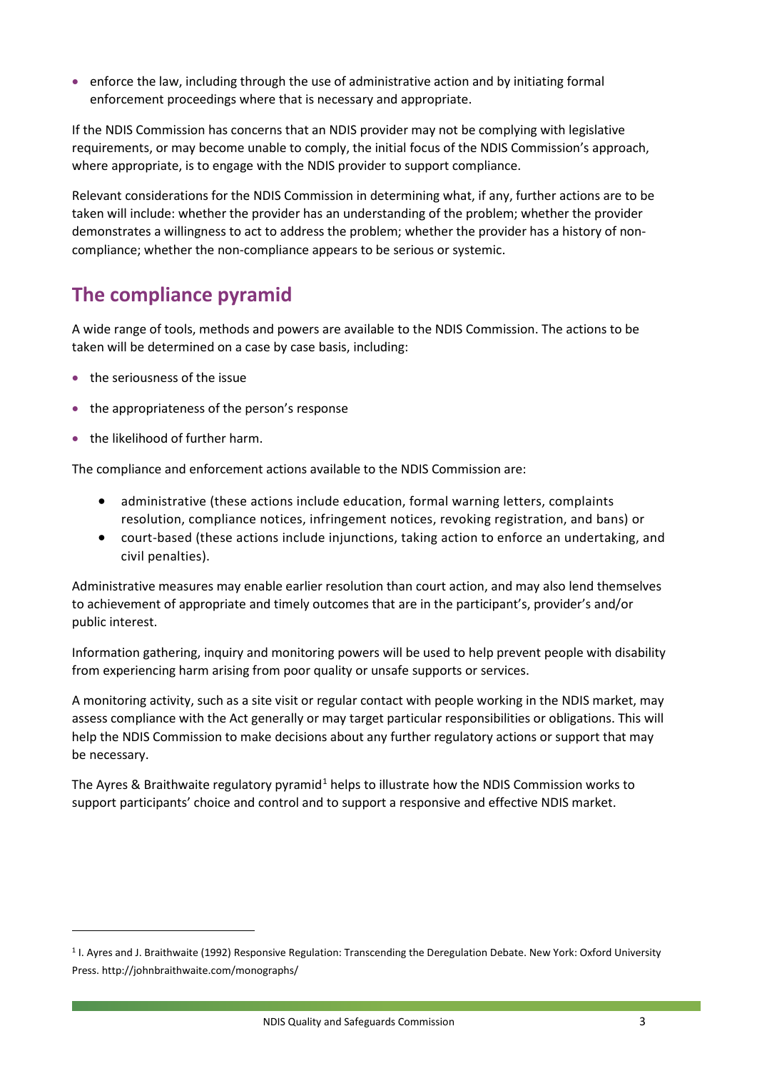- enforce the law, including through the use of administrative action and by initiating formal enforcement proceedings where that is necessary and appropriate.

If the NDIS Commission has concerns that an NDIS provider may not be complying with legislative requirements, or may become unable to comply, the initial focus of the NDIS Commission's approach, where appropriate, is to engage with the NDIS provider to support compliance.

Relevant considerations for the NDIS Commission in determining what, if any, further actions are to be taken will include: whether the provider has an understanding of the problem; whether the provider demonstrates a willingness to act to address the problem; whether the provider has a history of non-compliance; whether the non-compliance appears to be serious or systemic.

## The compliance pyramid

A wide range of tools, methods and powers are available to the NDIS Commission. The actions to be taken will be determined on a case by case basis, including:

- the seriousness of the issue
- the appropriateness of the person's response
- the likelihood of further harm.

The compliance and enforcement actions available to the NDIS Commission are:

- administrative (these actions include education, formal warning letters, complaints resolution, compliance notices, infringement notices, revoking registration, and bans) or
- court-based (these actions include injunctions, taking action to enforce an undertaking, and civil penalties).

Administrative measures may enable earlier resolution than court action, and may also lend themselves to achievement of appropriate and timely outcomes that are in the participant's, provider's and/or public interest.

Information gathering, inquiry and monitoring powers will be used to help prevent people with disability from experiencing harm arising from poor quality or unsafe supports or services.

A monitoring activity, such as a site visit or regular contact with people working in the NDIS market, may assess compliance with the Act generally or may target particular responsibilities or obligations. This will help the NDIS Commission to make decisions about any further regulatory actions or support that may be necessary.

The Ayres & Braithwaite regulatory pyramid[1] helps to illustrate how the NDIS Commission works to support participants' choice and control and to support a responsive and effective NDIS market.

---

[1] I. Ayres and J. Braithwaite (1992) Responsive Regulation: Transcending the Deregulation Debate. New York: Oxford University Press. http://johnbraithwaite.com/monographs/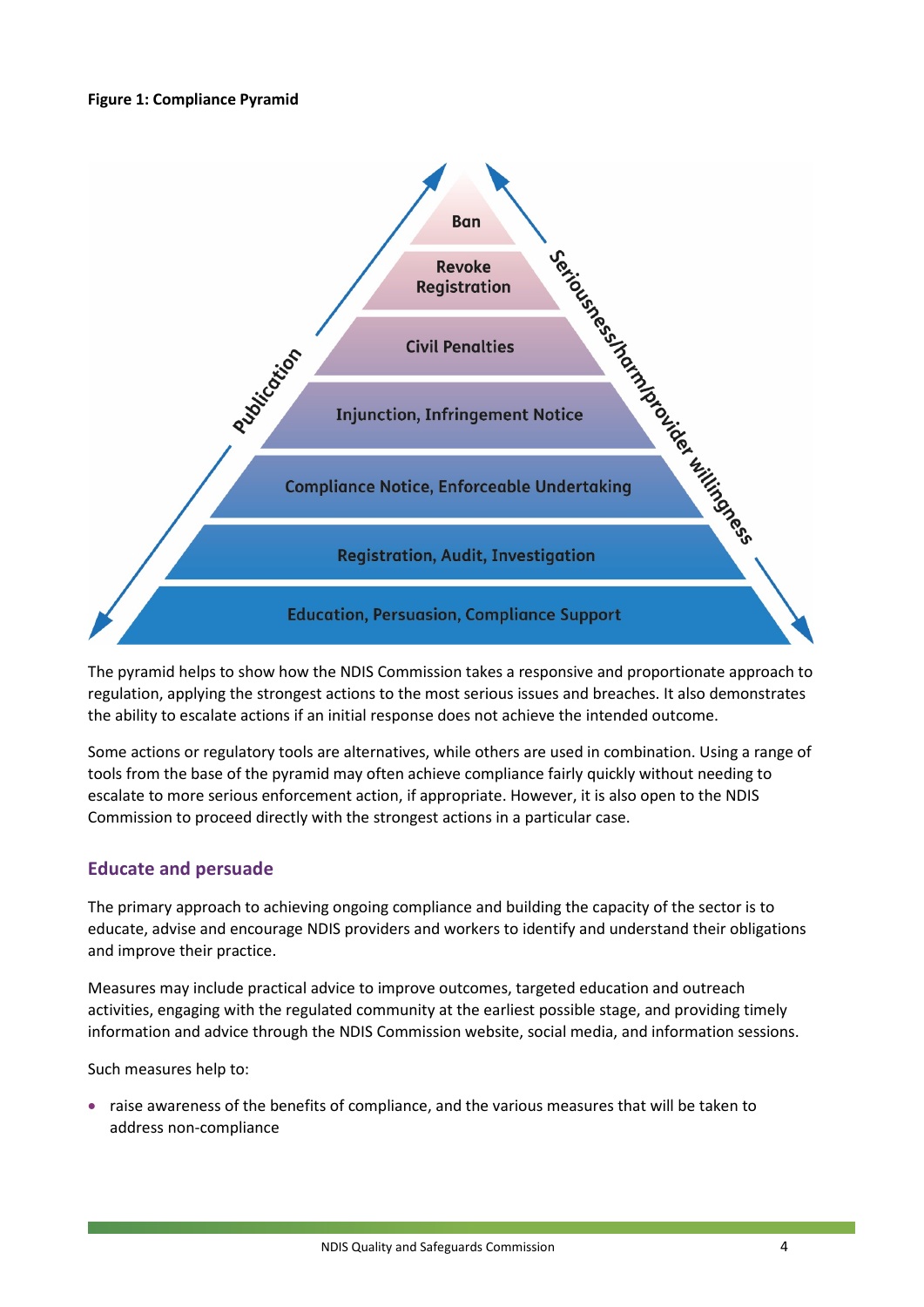**Figure 1: Compliance Pyramid**

Ban

Revoke Registration

Civil Penalties

Injunction, Infringement Notice

Compliance Notice, Enforceable Undertaking

Registration, Audit, Investigation

Education, Persuasion, Compliance Support

Publication

Seriousness/harm/provider willingness

The pyramid helps to show how the NDIS Commission takes a responsive and proportionate approach to regulation, applying the strongest actions to the most serious issues and breaches. It also demonstrates the ability to escalate actions if an initial response does not achieve the intended outcome.

Some actions or regulatory tools are alternatives, while others are used in combination. Using a range of tools from the base of the pyramid may often achieve compliance fairly quickly without needing to escalate to more serious enforcement action, if appropriate. However, it is also open to the NDIS Commission to proceed directly with the strongest actions in a particular case.

## Educate and persuade

The primary approach to achieving ongoing compliance and building the capacity of the sector is to educate, advise and encourage NDIS providers and workers to identify and understand their obligations and improve their practice.

Measures may include practical advice to improve outcomes, targeted education and outreach activities, engaging with the regulated community at the earliest possible stage, and providing timely information and advice through the NDIS Commission website, social media, and information sessions.

Such measures help to:

- raise awareness of the benefits of compliance, and the various measures that will be taken to address non-compliance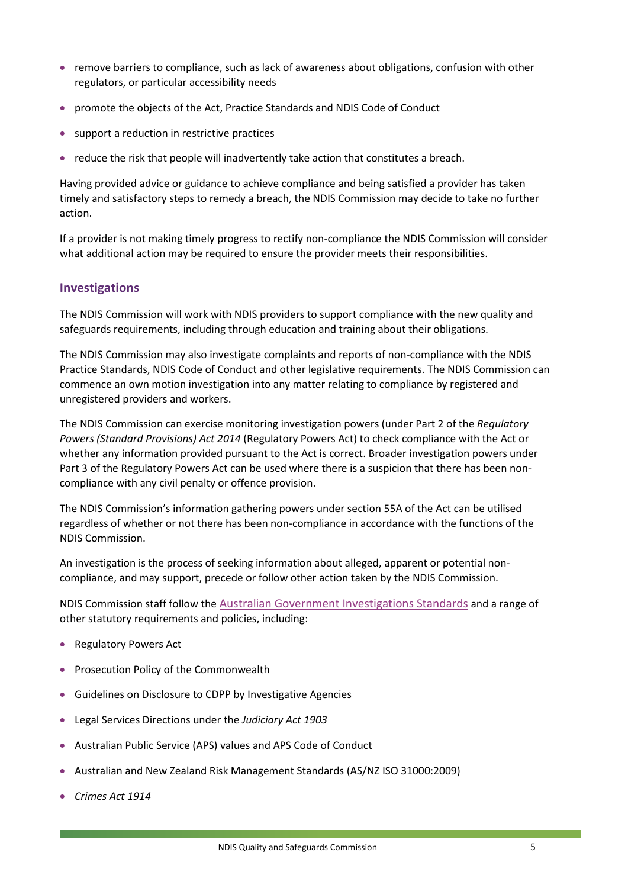- remove barriers to compliance, such as lack of awareness about obligations, confusion with other regulators, or particular accessibility needs
- promote the objects of the Act, Practice Standards and NDIS Code of Conduct
- support a reduction in restrictive practices
- reduce the risk that people will inadvertently take action that constitutes a breach.

Having provided advice or guidance to achieve compliance and being satisfied a provider has taken timely and satisfactory steps to remedy a breach, the NDIS Commission may decide to take no further action.

If a provider is not making timely progress to rectify non-compliance the NDIS Commission will consider what additional action may be required to ensure the provider meets their responsibilities.

## Investigations

The NDIS Commission will work with NDIS providers to support compliance with the new quality and safeguards requirements, including through education and training about their obligations.

The NDIS Commission may also investigate complaints and reports of non-compliance with the NDIS Practice Standards, NDIS Code of Conduct and other legislative requirements. The NDIS Commission can commence an own motion investigation into any matter relating to compliance by registered and unregistered providers and workers.

The NDIS Commission can exercise monitoring investigation powers (under Part 2 of the *Regulatory Powers (Standard Provisions) Act 2014* (Regulatory Powers Act) to check compliance with the Act or whether any information provided pursuant to the Act is correct. Broader investigation powers under Part 3 of the Regulatory Powers Act can be used where there is a suspicion that there has been non-compliance with any civil penalty or offence provision.

The NDIS Commission's information gathering powers under section 55A of the Act can be utilised regardless of whether or not there has been non-compliance in accordance with the functions of the NDIS Commission.

An investigation is the process of seeking information about alleged, apparent or potential non-compliance, and may support, precede or follow other action taken by the NDIS Commission.

NDIS Commission staff follow the Australian Government Investigations Standards and a range of other statutory requirements and policies, including:

- Regulatory Powers Act
- Prosecution Policy of the Commonwealth
- Guidelines on Disclosure to CDPP by Investigative Agencies
- Legal Services Directions under the *Judiciary Act 1903*
- Australian Public Service (APS) values and APS Code of Conduct
- Australian and New Zealand Risk Management Standards (AS/NZ ISO 31000:2009)
- *Crimes Act 1914*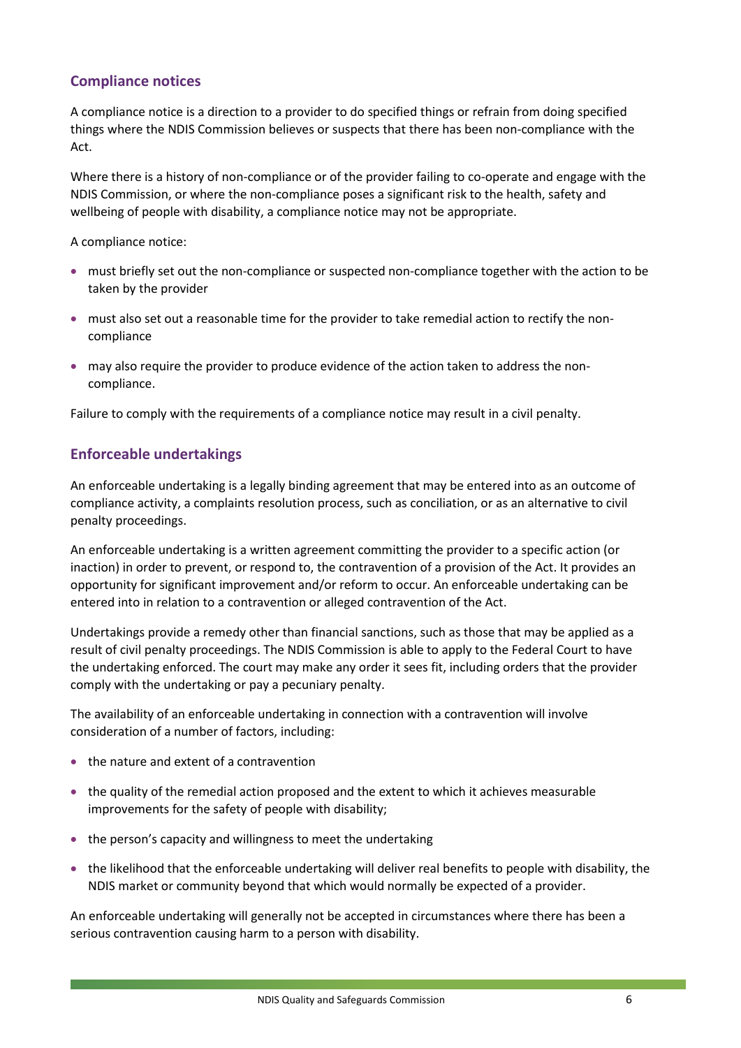## Compliance notices

A compliance notice is a direction to a provider to do specified things or refrain from doing specified things where the NDIS Commission believes or suspects that there has been non-compliance with the Act.

Where there is a history of non-compliance or of the provider failing to co-operate and engage with the NDIS Commission, or where the non-compliance poses a significant risk to the health, safety and wellbeing of people with disability, a compliance notice may not be appropriate.

A compliance notice:

- must briefly set out the non-compliance or suspected non-compliance together with the action to be taken by the provider
- must also set out a reasonable time for the provider to take remedial action to rectify the non-compliance
- may also require the provider to produce evidence of the action taken to address the non-compliance.

Failure to comply with the requirements of a compliance notice may result in a civil penalty.

## Enforceable undertakings

An enforceable undertaking is a legally binding agreement that may be entered into as an outcome of compliance activity, a complaints resolution process, such as conciliation, or as an alternative to civil penalty proceedings.

An enforceable undertaking is a written agreement committing the provider to a specific action (or inaction) in order to prevent, or respond to, the contravention of a provision of the Act. It provides an opportunity for significant improvement and/or reform to occur. An enforceable undertaking can be entered into in relation to a contravention or alleged contravention of the Act.

Undertakings provide a remedy other than financial sanctions, such as those that may be applied as a result of civil penalty proceedings. The NDIS Commission is able to apply to the Federal Court to have the undertaking enforced. The court may make any order it sees fit, including orders that the provider comply with the undertaking or pay a pecuniary penalty.

The availability of an enforceable undertaking in connection with a contravention will involve consideration of a number of factors, including:

- the nature and extent of a contravention
- the quality of the remedial action proposed and the extent to which it achieves measurable improvements for the safety of people with disability;
- the person's capacity and willingness to meet the undertaking
- the likelihood that the enforceable undertaking will deliver real benefits to people with disability, the NDIS market or community beyond that which would normally be expected of a provider.

An enforceable undertaking will generally not be accepted in circumstances where there has been a serious contravention causing harm to a person with disability.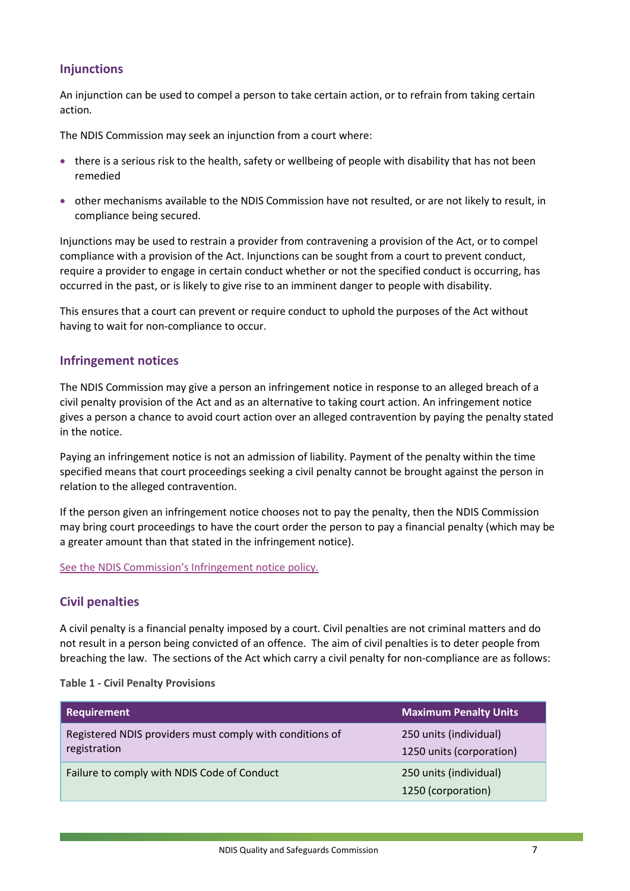## Injunctions

An injunction can be used to compel a person to take certain action, or to refrain from taking certain action.

The NDIS Commission may seek an injunction from a court where:

- there is a serious risk to the health, safety or wellbeing of people with disability that has not been remedied
- other mechanisms available to the NDIS Commission have not resulted, or are not likely to result, in compliance being secured.

Injunctions may be used to restrain a provider from contravening a provision of the Act, or to compel compliance with a provision of the Act. Injunctions can be sought from a court to prevent conduct, require a provider to engage in certain conduct whether or not the specified conduct is occurring, has occurred in the past, or is likely to give rise to an imminent danger to people with disability.

This ensures that a court can prevent or require conduct to uphold the purposes of the Act without having to wait for non-compliance to occur.

## Infringement notices

The NDIS Commission may give a person an infringement notice in response to an alleged breach of a civil penalty provision of the Act and as an alternative to taking court action. An infringement notice gives a person a chance to avoid court action over an alleged contravention by paying the penalty stated in the notice.

Paying an infringement notice is not an admission of liability. Payment of the penalty within the time specified means that court proceedings seeking a civil penalty cannot be brought against the person in relation to the alleged contravention.

If the person given an infringement notice chooses not to pay the penalty, then the NDIS Commission may bring court proceedings to have the court order the person to pay a financial penalty (which may be a greater amount than that stated in the infringement notice).

See the NDIS Commission's Infringement notice policy.

## Civil penalties

A civil penalty is a financial penalty imposed by a court. Civil penalties are not criminal matters and do not result in a person being convicted of an offence. The aim of civil penalties is to deter people from breaching the law. The sections of the Act which carry a civil penalty for non-compliance are as follows:

**Table 1 - Civil Penalty Provisions**

| Requirement | Maximum Penalty Units |
|---|---|
| Registered NDIS providers must comply with conditions of registration | 250 units (individual)<br>1250 units (corporation) |
| Failure to comply with NDIS Code of Conduct | 250 units (individual)<br>1250 (corporation) |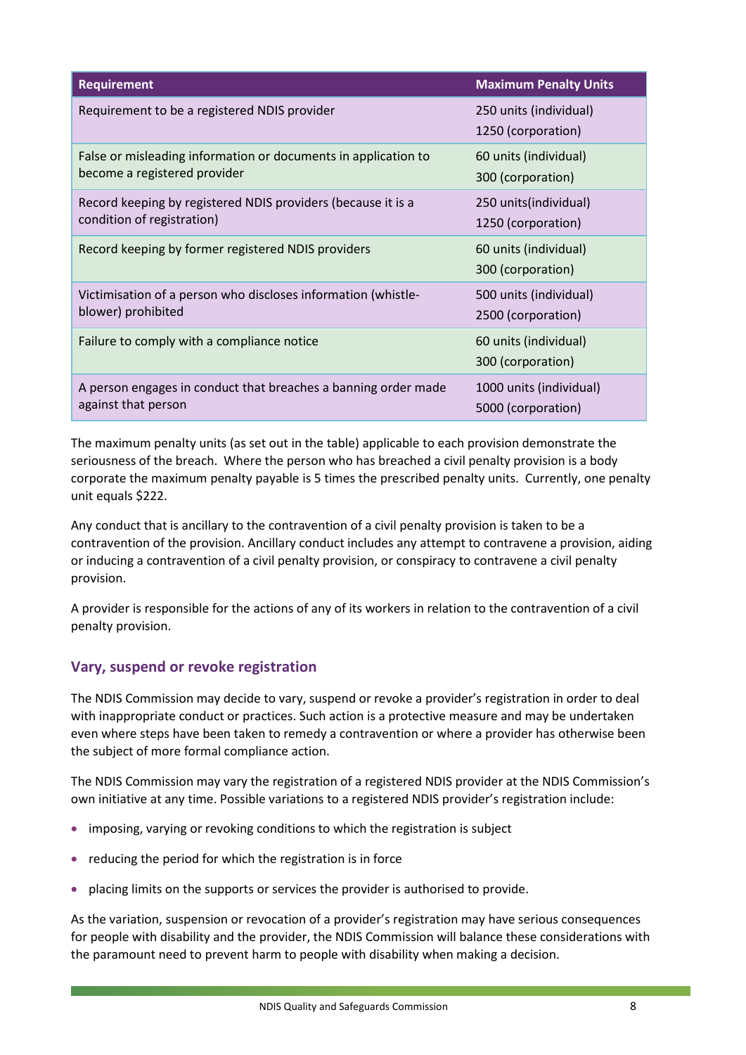| Requirement | Maximum Penalty Units |
| --- | --- |
| Requirement to be a registered NDIS provider | 250 units (individual)<br>1250 (corporation) |
| False or misleading information or documents in application to become a registered provider | 60 units (individual)<br>300 (corporation) |
| Record keeping by registered NDIS providers (because it is a condition of registration) | 250 units(individual)<br>1250 (corporation) |
| Record keeping by former registered NDIS providers | 60 units (individual)<br>300 (corporation) |
| Victimisation of a person who discloses information (whistle-blower) prohibited | 500 units (individual)<br>2500 (corporation) |
| Failure to comply with a compliance notice | 60 units (individual)<br>300 (corporation) |
| A person engages in conduct that breaches a banning order made against that person | 1000 units (individual)<br>5000 (corporation) |

The maximum penalty units (as set out in the table) applicable to each provision demonstrate the seriousness of the breach. Where the person who has breached a civil penalty provision is a body corporate the maximum penalty payable is 5 times the prescribed penalty units. Currently, one penalty unit equals $222.

Any conduct that is ancillary to the contravention of a civil penalty provision is taken to be a contravention of the provision. Ancillary conduct includes any attempt to contravene a provision, aiding or inducing a contravention of a civil penalty provision, or conspiracy to contravene a civil penalty provision.

A provider is responsible for the actions of any of its workers in relation to the contravention of a civil penalty provision.

## Vary, suspend or revoke registration

The NDIS Commission may decide to vary, suspend or revoke a provider's registration in order to deal with inappropriate conduct or practices. Such action is a protective measure and may be undertaken even where steps have been taken to remedy a contravention or where a provider has otherwise been the subject of more formal compliance action.

The NDIS Commission may vary the registration of a registered NDIS provider at the NDIS Commission's own initiative at any time. Possible variations to a registered NDIS provider's registration include:

- imposing, varying or revoking conditions to which the registration is subject
- reducing the period for which the registration is in force
- placing limits on the supports or services the provider is authorised to provide.

As the variation, suspension or revocation of a provider's registration may have serious consequences for people with disability and the provider, the NDIS Commission will balance these considerations with the paramount need to prevent harm to people with disability when making a decision.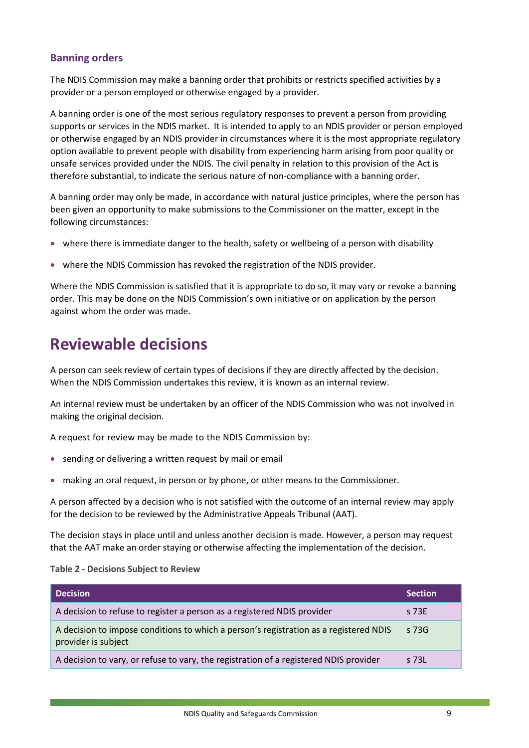### Banning orders

The NDIS Commission may make a banning order that prohibits or restricts specified activities by a provider or a person employed or otherwise engaged by a provider.

A banning order is one of the most serious regulatory responses to prevent a person from providing supports or services in the NDIS market. It is intended to apply to an NDIS provider or person employed or otherwise engaged by an NDIS provider in circumstances where it is the most appropriate regulatory option available to prevent people with disability from experiencing harm arising from poor quality or unsafe services provided under the NDIS. The civil penalty in relation to this provision of the Act is therefore substantial, to indicate the serious nature of non-compliance with a banning order.

A banning order may only be made, in accordance with natural justice principles, where the person has been given an opportunity to make submissions to the Commissioner on the matter, except in the following circumstances:

- where there is immediate danger to the health, safety or wellbeing of a person with disability
- where the NDIS Commission has revoked the registration of the NDIS provider.

Where the NDIS Commission is satisfied that it is appropriate to do so, it may vary or revoke a banning order. This may be done on the NDIS Commission's own initiative or on application by the person against whom the order was made.

# Reviewable decisions

A person can seek review of certain types of decisions if they are directly affected by the decision. When the NDIS Commission undertakes this review, it is known as an internal review.

An internal review must be undertaken by an officer of the NDIS Commission who was not involved in making the original decision.

A request for review may be made to the NDIS Commission by:

- sending or delivering a written request by mail or email
- making an oral request, in person or by phone, or other means to the Commissioner.

A person affected by a decision who is not satisfied with the outcome of an internal review may apply for the decision to be reviewed by the Administrative Appeals Tribunal (AAT).

The decision stays in place until and unless another decision is made. However, a person may request that the AAT make an order staying or otherwise affecting the implementation of the decision.

**Table 2 - Decisions Subject to Review**

| Decision | Section |
|---|---|
| A decision to refuse to register a person as a registered NDIS provider | s 73E |
| A decision to impose conditions to which a person's registration as a registered NDIS provider is subject | s 73G |
| A decision to vary, or refuse to vary, the registration of a registered NDIS provider | s 73L |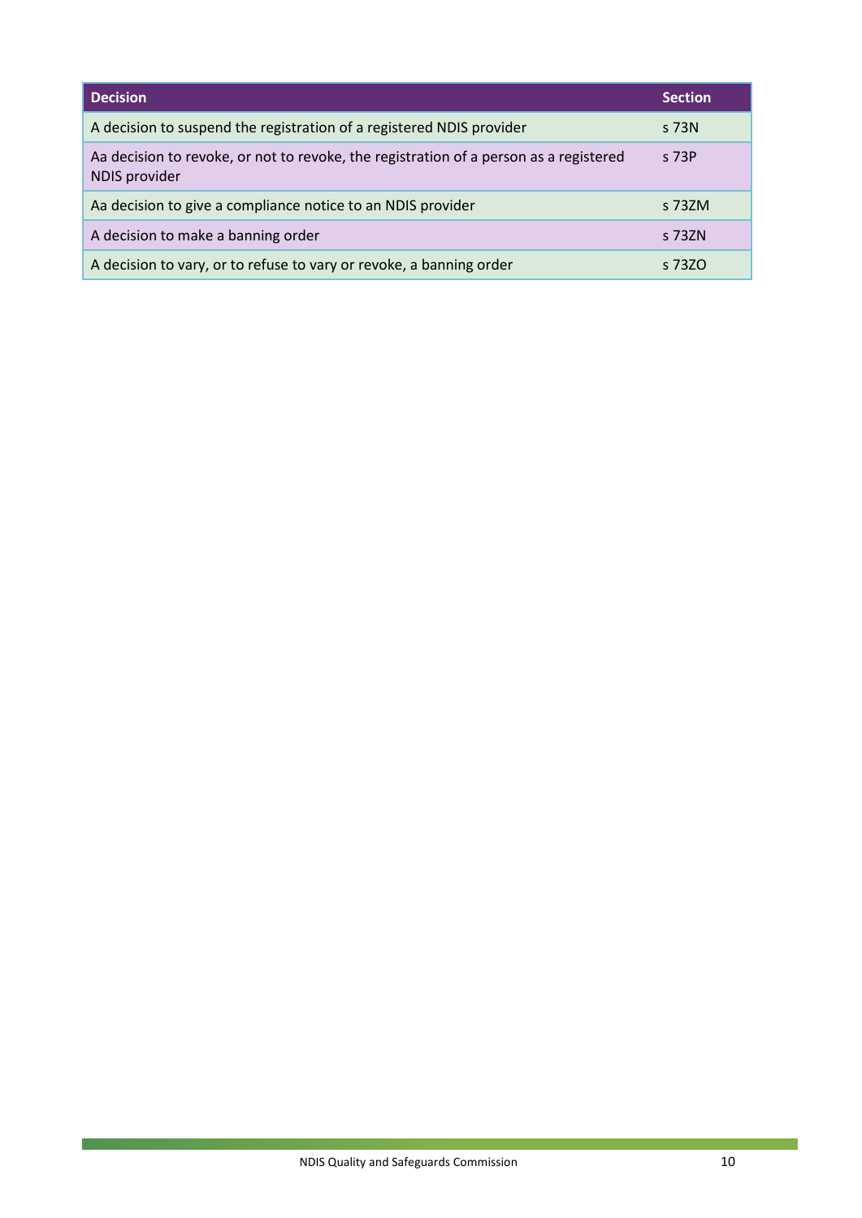| Decision | Section |
| --- | --- |
| A decision to suspend the registration of a registered NDIS provider | s 73N |
| Aa decision to revoke, or not to revoke, the registration of a person as a registered NDIS provider | s 73P |
| Aa decision to give a compliance notice to an NDIS provider | s 73ZM |
| A decision to make a banning order | s 73ZN |
| A decision to vary, or to refuse to vary or revoke, a banning order | s 73ZO |